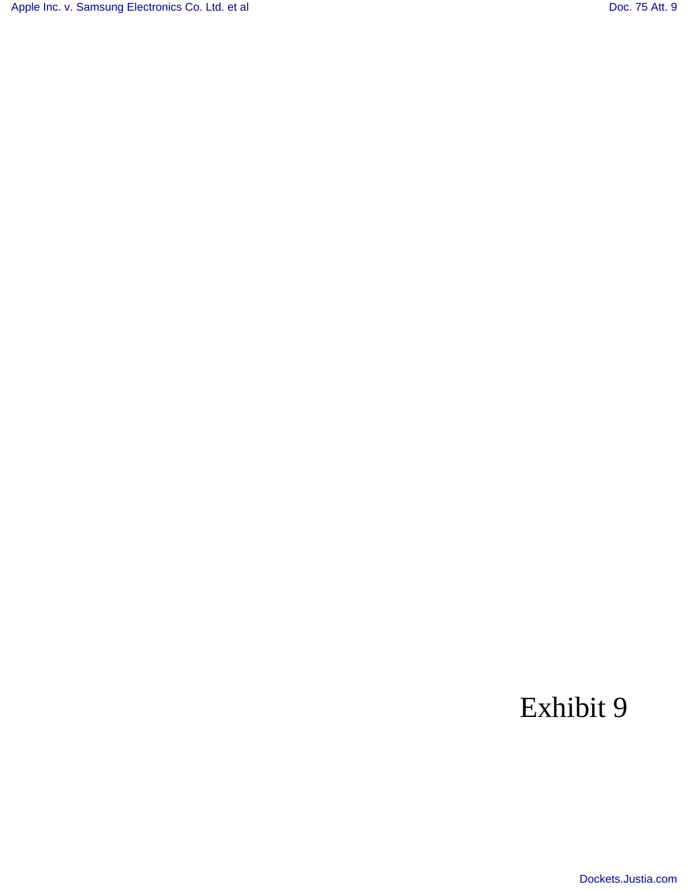Exhibit 9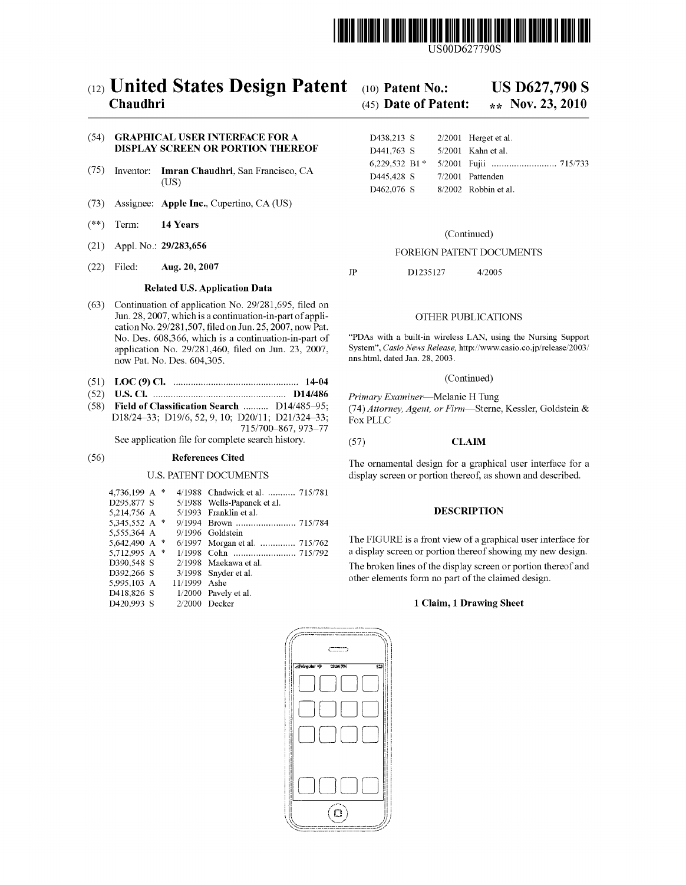# (12) United States Design Patent

**Chaudhri**

(10) **Patent No.: US D627,790 S**

(45) **Date of Patent: ** Nov. 23, 2010**

(54) **GRAPHICAL USER INTERFACE FOR A DISPLAY SCREEN OR PORTION THEREOF**

(75) Inventor: **Imran Chaudhri**, San Francisco, CA (US)

(73) Assignee: **Apple Inc.**, Cupertino, CA (US)

(**) Term: **14 Years**

(21) Appl. No.: **29/283,656**

(22) Filed: **Aug. 20, 2007**

**Related U.S. Application Data**

(63) Continuation of application No. 29/281,695, filed on Jun. 28, 2007, which is a continuation-in-part of application No. 29/281,507, filed on Jun. 25, 2007, now Pat. No. Des. 608,366, which is a continuation-in-part of application No. 29/281,460, filed on Jun. 23, 2007, now Pat. No. Des. 604,305.

(51) **LOC (9) Cl.** .................................................. **14-04**

(52) **U.S. Cl.** ...................................................... **D14/486**

(58) **Field of Classification Search** .......... D14/485–95; D18/24–33; D19/6, 52, 9, 10; D20/11; D21/324–33; 715/700–867, 973–77

See application file for complete search history.

(56) **References Cited**

U.S. PATENT DOCUMENTS

| | | | |
|---|---|---|---|
| 4,736,199 A * | 4/1988 | Chadwick et al. ........... | 715/781 |
| D295,877 S | 5/1988 | Wells-Papanek et al. | |
| 5,214,756 A | 5/1993 | Franklin et al. | |
| 5,345,552 A * | 9/1994 | Brown ........................ | 715/784 |
| 5,555,364 A | 9/1996 | Goldstein | |
| 5,642,490 A * | 6/1997 | Morgan et al. .............. | 715/762 |
| 5,712,995 A * | 1/1998 | Cohn ......................... | 715/792 |
| D390,548 S | 2/1998 | Maekawa et al. | |
| D392,266 S | 3/1998 | Snyder et al. | |
| 5,995,103 A | 11/1999 | Ashe | |
| D418,826 S | 1/2000 | Pavely et al. | |
| D420,993 S | 2/2000 | Decker | |
| D438,213 S | 2/2001 | Herget et al. | |
| D441,763 S | 5/2001 | Kahn et al. | |
| 6,229,532 B1 * | 5/2001 | Fujii .......................... | 715/733 |
| D445,428 S | 7/2001 | Pattenden | |
| D462,076 S | 8/2002 | Robbin et al. | |

(Continued)

FOREIGN PATENT DOCUMENTS

JP D1235127 4/2005

OTHER PUBLICATIONS

"PDAs with a built-in wireless LAN, using the Nursing Support System", *Casio News Release,* http://www.casio.co.jp/release/2003/nns.html, dated Jan. 28, 2003.

(Continued)

*Primary Examiner*—Melanie H Tung

(74) *Attorney, Agent, or Firm*—Sterne, Kessler, Goldstein & Fox PLLC

(57) **CLAIM**

The ornamental design for a graphical user interface for a display screen or portion thereof, as shown and described.

**DESCRIPTION**

The FIGURE is a front view of a graphical user interface for a display screen or portion thereof showing my new design.

The broken lines of the display screen or portion thereof and other elements form no part of the claimed design.

**1 Claim, 1 Drawing Sheet**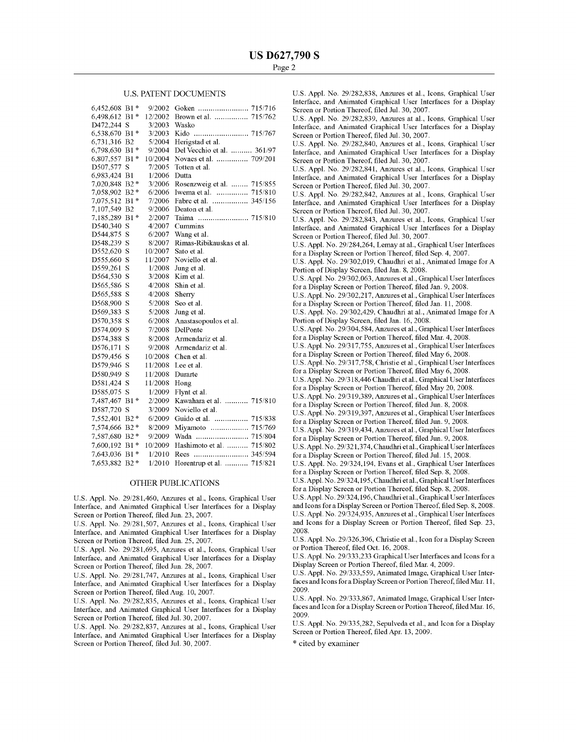## U.S. PATENT DOCUMENTS

| | | | |
|---|---|---|---|
| 6,452,608 B1* | 9/2002 | Goken | 715/716 |
| 6,498,612 B1* | 12/2002 | Brown et al. | 715/762 |
| D472,244 S | 3/2003 | Wasko | |
| 6,538,670 B1* | 3/2003 | Kido | 715/767 |
| 6,731,316 B2 | 5/2004 | Herigstad et al. | |
| 6,798,630 B1* | 9/2004 | Del Vecchio et al. | 361/97 |
| 6,807,557 B1* | 10/2004 | Novaes et al. | 709/201 |
| D507,577 S | 7/2005 | Totten et al. | |
| 6,983,424 B1 | 1/2006 | Dutta | |
| 7,020,848 B2* | 3/2006 | Rosenzweig et al. | 715/855 |
| 7,058,902 B2* | 6/2006 | Iwema et al. | 715/810 |
| 7,075,512 B1* | 7/2006 | Fabre et al. | 345/156 |
| 7,107,549 B2 | 9/2006 | Deaton et al. | |
| 7,185,289 B1* | 2/2007 | Taima | 715/810 |
| D540,340 S | 4/2007 | Cummins | |
| D544,875 S | 6/2007 | Wang et al. | |
| D548,239 S | 8/2007 | Rimas-Ribikauskas et al. | |
| D552,620 S | 10/2007 | Sato et al. | |
| D555,660 S | 11/2007 | Noviello et al. | |
| D559,261 S | 1/2008 | Jung et al. | |
| D564,530 S | 3/2008 | Kim et al. | |
| D565,586 S | 4/2008 | Shin et al. | |
| D565,588 S | 4/2008 | Sherry | |
| D568,900 S | 5/2008 | Seo et al. | |
| D569,383 S | 5/2008 | Jung et al. | |
| D570,358 S | 6/2008 | Anastasopoulos et al. | |
| D574,009 S | 7/2008 | DelPonte | |
| D574,388 S | 8/2008 | Armendariz et al. | |
| D576,171 S | 9/2008 | Armendariz et al. | |
| D579,456 S | 10/2008 | Chen et al. | |
| D579,946 S | 11/2008 | Lee et al. | |
| D580,949 S | 11/2008 | Durarte | |
| D581,424 S | 11/2008 | Hong | |
| D585,075 S | 1/2009 | Flynt et al. | |
| 7,487,467 B1* | 2/2009 | Kawahara et al. | 715/810 |
| D587,720 S | 3/2009 | Noviello et al. | |
| 7,552,401 B2* | 6/2009 | Guido et al. | 715/838 |
| 7,574,666 B2* | 8/2009 | Miyamoto | 715/769 |
| 7,587,680 B2* | 9/2009 | Wada | 715/804 |
| 7,600,192 B1* | 10/2009 | Hashimoto et al. | 715/802 |
| 7,643,036 B1* | 1/2010 | Rees | 345/594 |
| 7,653,882 B2* | 1/2010 | Horentrup et al. | 715/821 |

## OTHER PUBLICATIONS

U.S. Appl. No. 29/281,460, Anzures et al., Icons, Graphical User Interface, and Animated Graphical User Interfaces for a Display Screen or Portion Thereof, filed Jun. 23, 2007.

U.S. Appl. No. 29/281,507, Anzures et al., Icons, Graphical User Interface, and Animated Graphical User Interfaces for a Display Screen or Portion Thereof, filed Jun. 25, 2007.

U.S. Appl. No. 29/281,695, Anzures et al., Icons, Graphical User Interface, and Animated Graphical User Interfaces for a Display Screen or Portion Thereof, filed Jun. 28, 2007.

U.S. Appl. No. 29/281,747, Anzures at al., Icons, Graphical User Interface, and Animated Graphical User Interfaces for a Display Screen or Portion Thereof, filed Aug. 10, 2007.

U.S. Appl. No. 29/282,835, Anzures et al., Icons, Graphical User Interface, and Animated Graphical User Interfaces for a Display Screen or Portion Thereof, filed Jul. 30, 2007.

U.S. Appl. No. 29/282,837, Anzures at al., Icons, Graphical User Interface, and Animated Graphical User Interfaces for a Display Screen or Portion Thereof, filed Jul. 30, 2007.

U.S. Appl. No. 29/282,838, Anzures et al., Icons, Graphical User Interface, and Animated Graphical User Interfaces for a Display Screen or Portion Thereof, filed Jul. 30, 2007.

U.S. Appl. No. 29/282,839, Anzures at al., Icons, Graphical User Interface, and Animated Graphical User Interfaces for a Display Screen or Portion Thereof, filed Jul. 30, 2007.

U.S. Appl. No. 29/282,840, Anzures et al., Icons, Graphical User Interface, and Animated Graphical User Interfaces for a Display Screen or Portion Thereof, filed Jul. 30, 2007.

U.S. Appl. No. 29/282,841, Anzures et al., Icons, Graphical User Interface, and Animated Graphical User Interfaces for a Display Screen or Portion Thereof, filed Jul. 30, 2007.

U.S. Appl. No. 29/282,842, Anzures et al., Icons, Graphical User Interface, and Animated Graphical User Interfaces for a Display Screen or Portion Thereof, filed Jul. 30, 2007.

U.S. Appl. No. 29/282,843, Anzures et al., Icons, Graphical User Interface, and Animated Graphical User Interfaces for a Display Screen or Portion Thereof, filed Jul. 30, 2007.

U.S. Appl. No. 29/284,264, Lemay at al., Graphical User Interfaces for a Display Screen or Portion Thereof, filed Sep. 4, 2007.

U.S. Appl. No. 29/302,019, Chaudhri et al., Animated Image for A Portion of Display Screen, filed Jan. 8, 2008.

U.S. Appl. No. 29/302,063, Anzures et al., Graphical User Interfaces for a Display Screen or Portion Thereof, filed Jan. 9, 2008.

U.S. Appl. No. 29/302,217, Anzures et al., Graphical User Interfaces for a Display Screen or Portion Thereof, filed Jan. 11, 2008.

U.S. Appl. No. 29/302,429, Chaudhri at al., Animated Image for A Portion of Display Screen, filed Jan. 16, 2008.

U.S. Appl. No. 29/304,584, Anzures et al., Graphical User Interfaces for a Display Screen or Portion Thereof, filed Mar. 4, 2008.

U.S. Appl. No. 29/317,755, Anzures et al., Graphical User Interfaces for a Display Screen or Portion Thereof, filed May 6, 2008.

U.S. Appl. No. 29/317,758, Christie et al., Graphical User Interfaces for a Display Screen or Portion Thereof, filed May 6, 2008.

U.S. Appl. No. 29/318,446 Chaudhri et al., Graphical User Interfaces for a Display Screen or Portion Thereof, filed May 20, 2008.

U.S. Appl. No. 29/319,389, Anzures et al., Graphical User Interfaces for a Display Screen or Portion Thereof, filed Jun. 8, 2008.

U.S. Appl. No. 29/319,397, Anzures et al., Graphical User Interfaces for a Display Screen or Portion Thereof, filed Jun. 9, 2008.

U.S. Appl. No. 29/319,434, Anzures et al., Graphical User Interfaces for a Display Screen or Portion Thereof, filed Jun. 9, 2008.

U.S. Appl. No. 29/321,374, Chaudhri et al., Graphical User Interfaces for a Display Screen or Portion Thereof, filed Jul. 15, 2008.

U.S. Appl. No. 29/324,194, Evans et al., Graphical User Interfaces for a Display Screen or Portion Thereof, filed Sep. 8, 2008.

U.S. Appl. No. 29/324,195, Chaudhri et al., Graphical User Interfaces for a Display Screen or Portion Thereof, filed Sep. 8, 2008.

U.S. Appl. No. 29/324,196, Chaudhri et al., Graphical User Interfaces and Icons for a Display Screen or Portion Thereof, filed Sep. 8, 2008.

U.S. Appl. No. 29/324,935, Anzures et al., Graphical User Interfaces and Icons for a Display Screen or Portion Thereof, filed Sep. 23, 2008.

U.S. Appl. No. 29/326,396, Christie et al., Icon for a Display Screen or Portion Thereof, filed Oct. 16, 2008.

U.S. Appl. No. 29/333,233 Graphical User Interfaces and Icons for a Display Screen or Portion Thereof, filed Mar. 4, 2009.

U.S. Appl. No. 29/333,559, Animated Image, Graphical User Interfaces and Icons for a Display Screen or Portion Thereof, filed Mar. 11, 2009.

U.S. Appl. No. 29/333,867, Animated Image, Graphical User Interfaces and Icon for a Display Screen or Portion Thereof, filed Mar. 16, 2009.

U.S. Appl. No. 29/335,282, Sepulveda et al., and Icon for a Display Screen or Portion Thereof, filed Apr. 13, 2009.

\* cited by examiner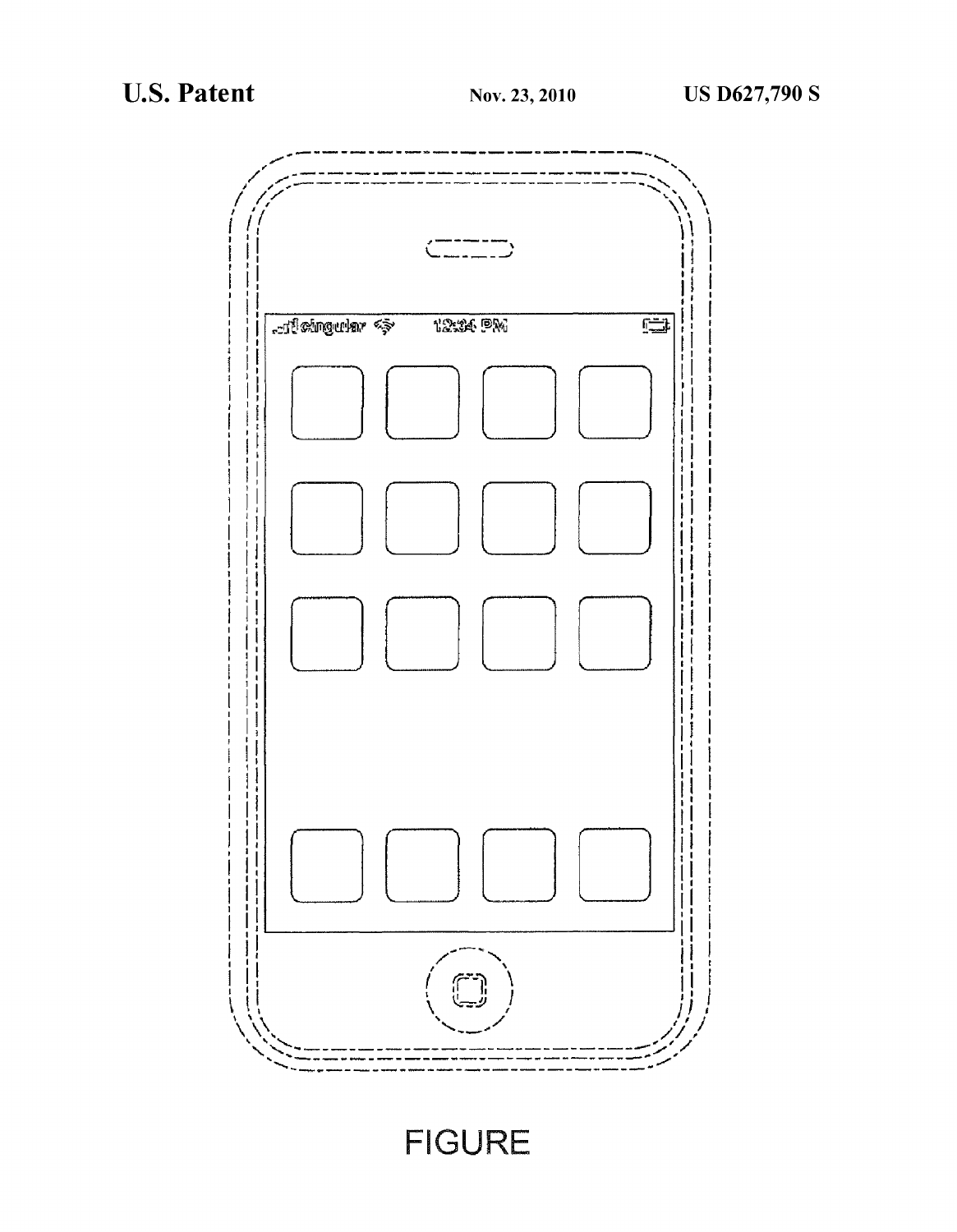FIGURE